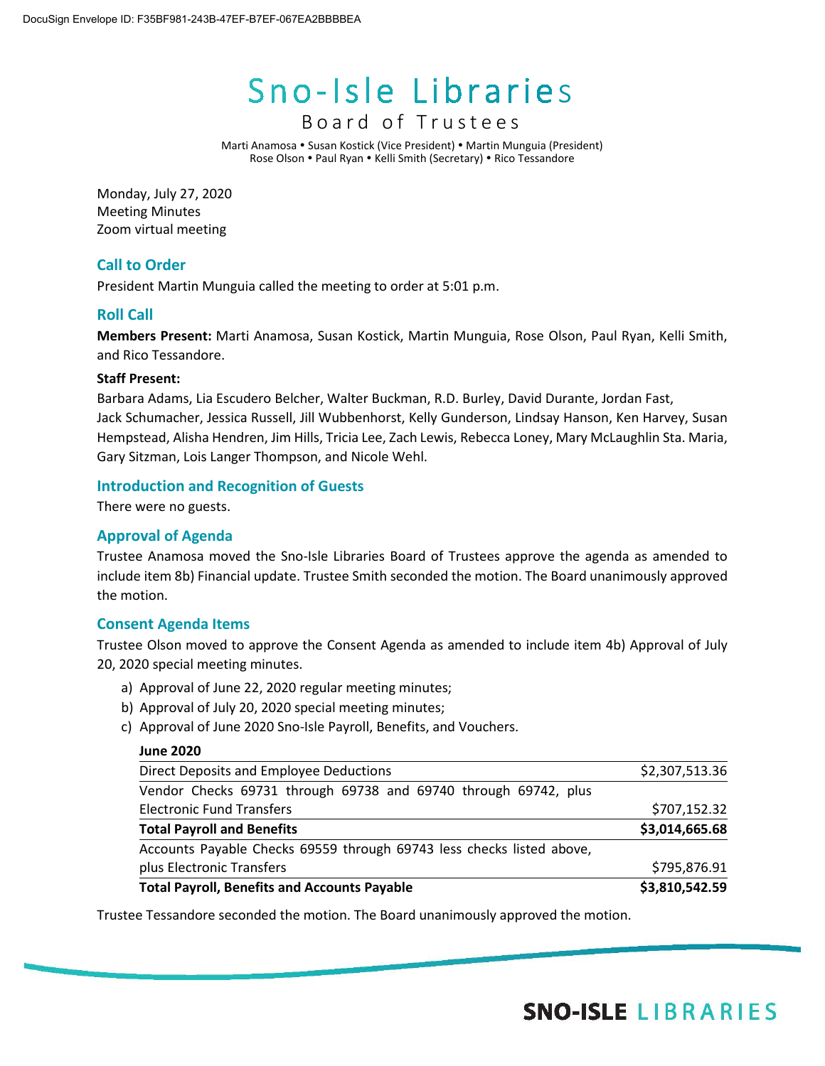# Sno-Isle Libraries

## Board of Trustees

Marti Anamosa • Susan Kostick (Vice President) • Martin Munguia (President)
Rose Olson • Paul Ryan • Kelli Smith (Secretary) • Rico Tessandore

Monday, July 27, 2020
Meeting Minutes
Zoom virtual meeting

### Call to Order

President Martin Munguia called the meeting to order at 5:01 p.m.

### Roll Call

**Members Present:** Marti Anamosa, Susan Kostick, Martin Munguia, Rose Olson, Paul Ryan, Kelli Smith, and Rico Tessandore.

**Staff Present:**

Barbara Adams, Lia Escudero Belcher, Walter Buckman, R.D. Burley, David Durante, Jordan Fast, Jack Schumacher, Jessica Russell, Jill Wubbenhorst, Kelly Gunderson, Lindsay Hanson, Ken Harvey, Susan Hempstead, Alisha Hendren, Jim Hills, Tricia Lee, Zach Lewis, Rebecca Loney, Mary McLaughlin Sta. Maria, Gary Sitzman, Lois Langer Thompson, and Nicole Wehl.

### Introduction and Recognition of Guests

There were no guests.

### Approval of Agenda

Trustee Anamosa moved the Sno-Isle Libraries Board of Trustees approve the agenda as amended to include item 8b) Financial update. Trustee Smith seconded the motion. The Board unanimously approved the motion.

### Consent Agenda Items

Trustee Olson moved to approve the Consent Agenda as amended to include item 4b) Approval of July 20, 2020 special meeting minutes.

a) Approval of June 22, 2020 regular meeting minutes;
b) Approval of July 20, 2020 special meeting minutes;
c) Approval of June 2020 Sno-Isle Payroll, Benefits, and Vouchers.

| **June 2020** | |
|---|---|
| Direct Deposits and Employee Deductions | $2,307,513.36 |
| Vendor Checks 69731 through 69738 and 69740 through 69742, plus Electronic Fund Transfers | $707,152.32 |
| **Total Payroll and Benefits** | **$3,014,665.68** |
| Accounts Payable Checks 69559 through 69743 less checks listed above, plus Electronic Transfers | $795,876.91 |
| **Total Payroll, Benefits and Accounts Payable** | **$3,810,542.59** |

Trustee Tessandore seconded the motion. The Board unanimously approved the motion.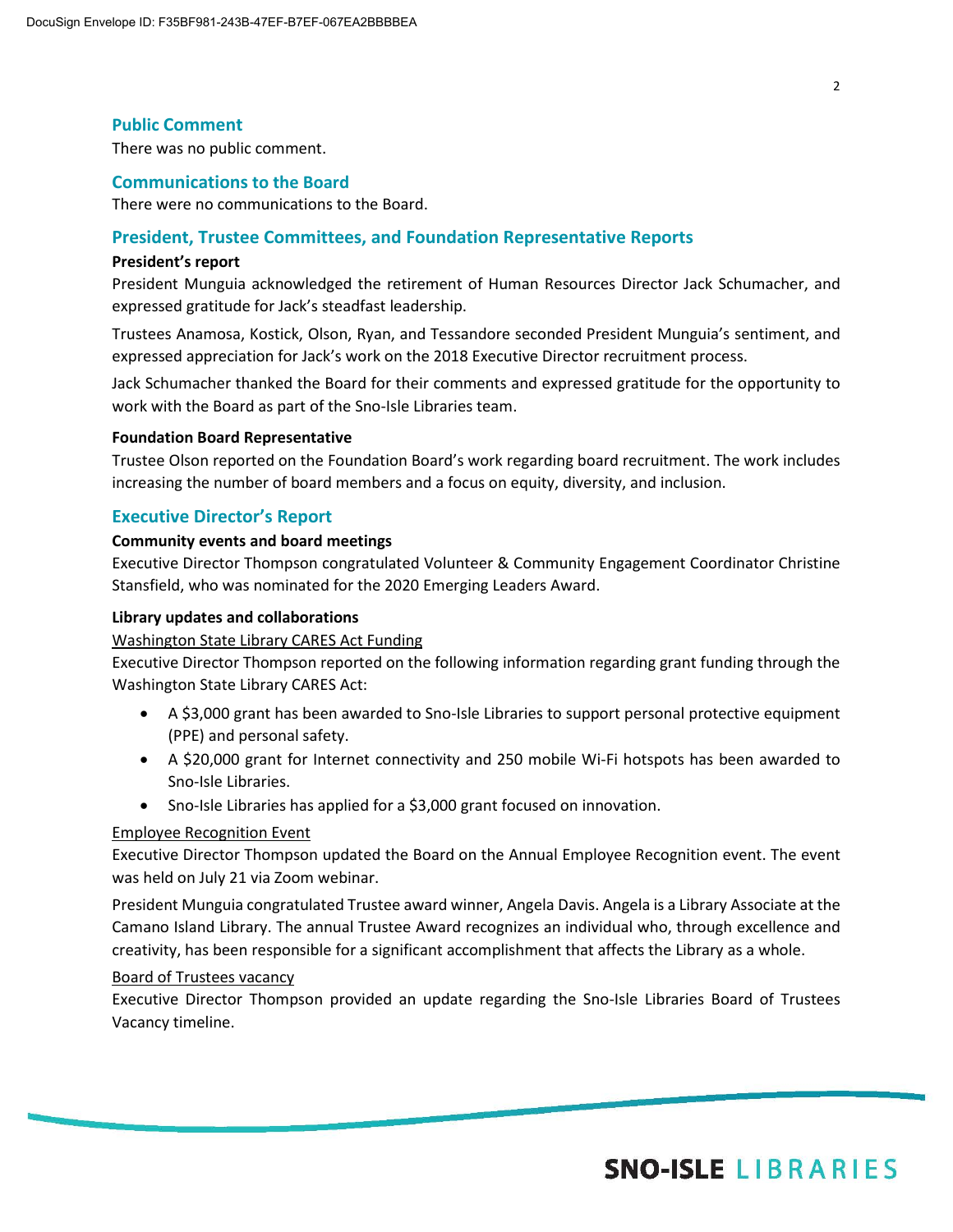## Public Comment

There was no public comment.

## Communications to the Board

There were no communications to the Board.

## President, Trustee Committees, and Foundation Representative Reports

**President's report**

President Munguia acknowledged the retirement of Human Resources Director Jack Schumacher, and expressed gratitude for Jack's steadfast leadership.

Trustees Anamosa, Kostick, Olson, Ryan, and Tessandore seconded President Munguia's sentiment, and expressed appreciation for Jack's work on the 2018 Executive Director recruitment process.

Jack Schumacher thanked the Board for their comments and expressed gratitude for the opportunity to work with the Board as part of the Sno-Isle Libraries team.

**Foundation Board Representative**

Trustee Olson reported on the Foundation Board's work regarding board recruitment. The work includes increasing the number of board members and a focus on equity, diversity, and inclusion.

## Executive Director's Report

**Community events and board meetings**

Executive Director Thompson congratulated Volunteer & Community Engagement Coordinator Christine Stansfield, who was nominated for the 2020 Emerging Leaders Award.

**Library updates and collaborations**

<u>Washington State Library CARES Act Funding</u>

Executive Director Thompson reported on the following information regarding grant funding through the Washington State Library CARES Act:

- A $3,000 grant has been awarded to Sno-Isle Libraries to support personal protective equipment (PPE) and personal safety.
- A $20,000 grant for Internet connectivity and 250 mobile Wi-Fi hotspots has been awarded to Sno-Isle Libraries.
- Sno-Isle Libraries has applied for a $3,000 grant focused on innovation.

<u>Employee Recognition Event</u>

Executive Director Thompson updated the Board on the Annual Employee Recognition event. The event was held on July 21 via Zoom webinar.

President Munguia congratulated Trustee award winner, Angela Davis. Angela is a Library Associate at the Camano Island Library. The annual Trustee Award recognizes an individual who, through excellence and creativity, has been responsible for a significant accomplishment that affects the Library as a whole.

<u>Board of Trustees vacancy</u>

Executive Director Thompson provided an update regarding the Sno-Isle Libraries Board of Trustees Vacancy timeline.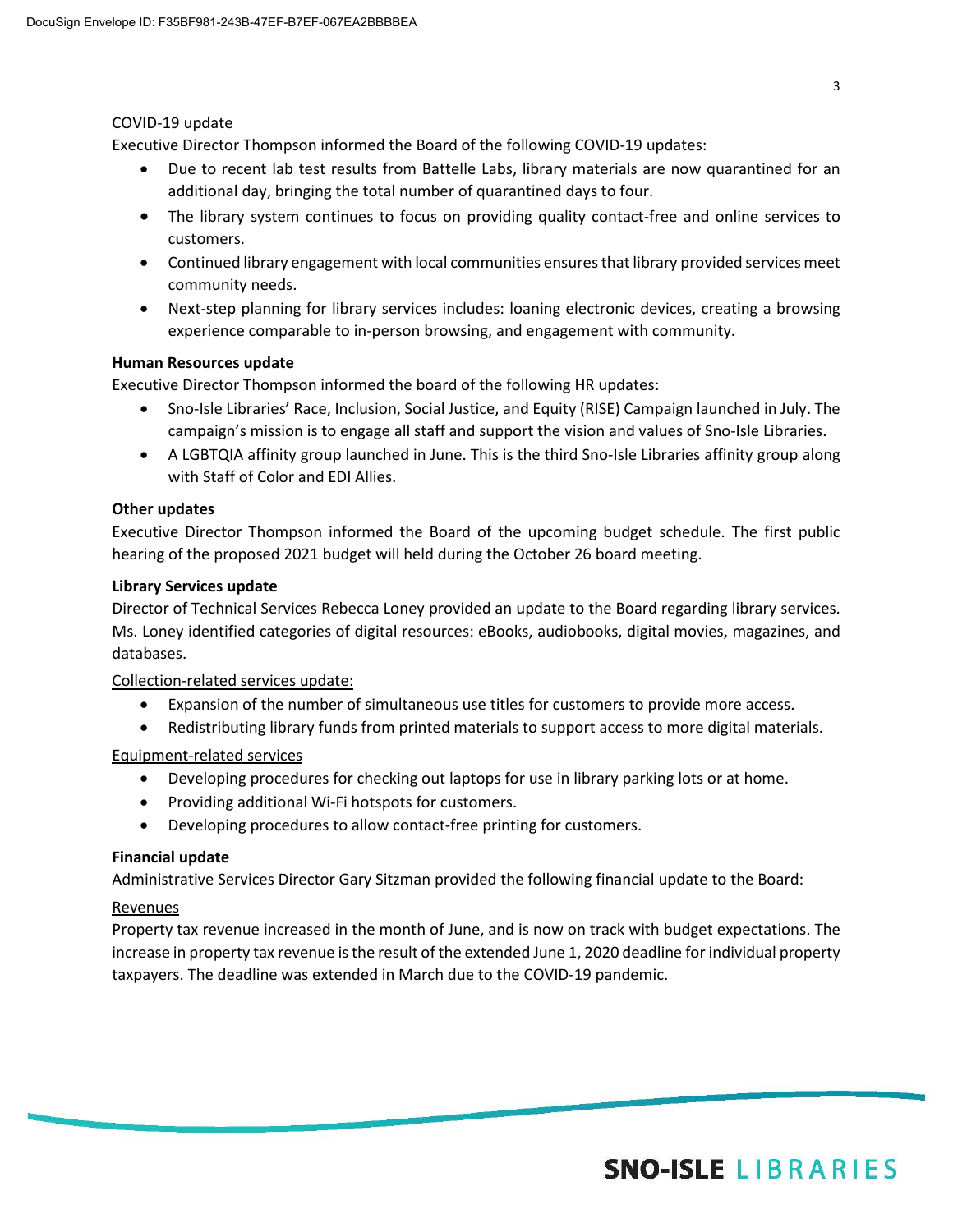COVID-19 update

Executive Director Thompson informed the Board of the following COVID-19 updates:

- Due to recent lab test results from Battelle Labs, library materials are now quarantined for an additional day, bringing the total number of quarantined days to four.
- The library system continues to focus on providing quality contact-free and online services to customers.
- Continued library engagement with local communities ensures that library provided services meet community needs.
- Next-step planning for library services includes: loaning electronic devices, creating a browsing experience comparable to in-person browsing, and engagement with community.

**Human Resources update**

Executive Director Thompson informed the board of the following HR updates:

- Sno-Isle Libraries' Race, Inclusion, Social Justice, and Equity (RISE) Campaign launched in July. The campaign's mission is to engage all staff and support the vision and values of Sno-Isle Libraries.
- A LGBTQIA affinity group launched in June. This is the third Sno-Isle Libraries affinity group along with Staff of Color and EDI Allies.

**Other updates**

Executive Director Thompson informed the Board of the upcoming budget schedule. The first public hearing of the proposed 2021 budget will held during the October 26 board meeting.

**Library Services update**

Director of Technical Services Rebecca Loney provided an update to the Board regarding library services. Ms. Loney identified categories of digital resources: eBooks, audiobooks, digital movies, magazines, and databases.

Collection-related services update:

- Expansion of the number of simultaneous use titles for customers to provide more access.
- Redistributing library funds from printed materials to support access to more digital materials.

Equipment-related services

- Developing procedures for checking out laptops for use in library parking lots or at home.
- Providing additional Wi-Fi hotspots for customers.
- Developing procedures to allow contact-free printing for customers.

**Financial update**

Administrative Services Director Gary Sitzman provided the following financial update to the Board:

Revenues

Property tax revenue increased in the month of June, and is now on track with budget expectations. The increase in property tax revenue is the result of the extended June 1, 2020 deadline for individual property taxpayers. The deadline was extended in March due to the COVID-19 pandemic.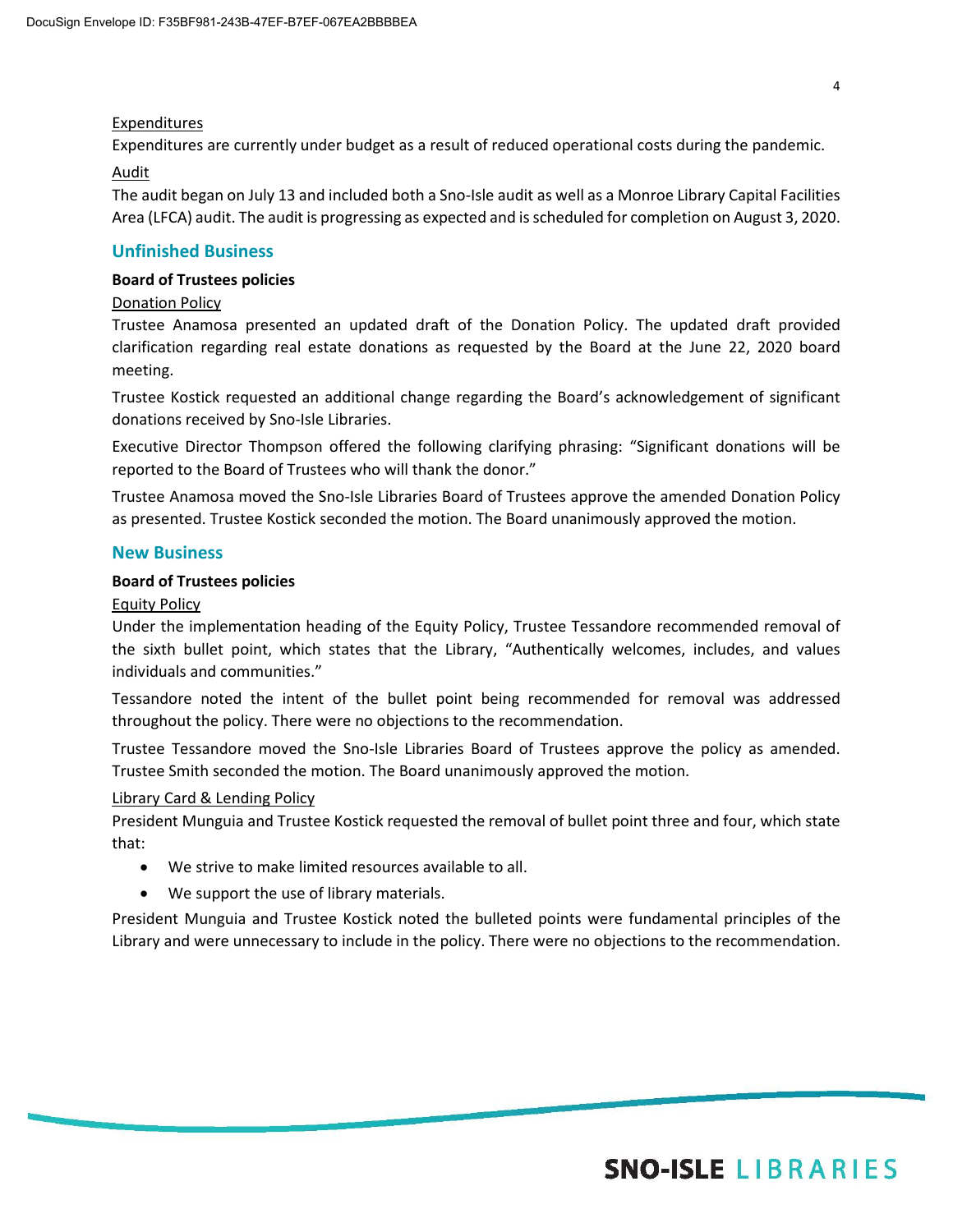Expenditures

Expenditures are currently under budget as a result of reduced operational costs during the pandemic.

Audit

The audit began on July 13 and included both a Sno-Isle audit as well as a Monroe Library Capital Facilities Area (LFCA) audit. The audit is progressing as expected and is scheduled for completion on August 3, 2020.

## Unfinished Business

**Board of Trustees policies**

Donation Policy

Trustee Anamosa presented an updated draft of the Donation Policy. The updated draft provided clarification regarding real estate donations as requested by the Board at the June 22, 2020 board meeting.

Trustee Kostick requested an additional change regarding the Board's acknowledgement of significant donations received by Sno-Isle Libraries.

Executive Director Thompson offered the following clarifying phrasing: "Significant donations will be reported to the Board of Trustees who will thank the donor."

Trustee Anamosa moved the Sno-Isle Libraries Board of Trustees approve the amended Donation Policy as presented. Trustee Kostick seconded the motion. The Board unanimously approved the motion.

## New Business

**Board of Trustees policies**

Equity Policy

Under the implementation heading of the Equity Policy, Trustee Tessandore recommended removal of the sixth bullet point, which states that the Library, "Authentically welcomes, includes, and values individuals and communities."

Tessandore noted the intent of the bullet point being recommended for removal was addressed throughout the policy. There were no objections to the recommendation.

Trustee Tessandore moved the Sno-Isle Libraries Board of Trustees approve the policy as amended. Trustee Smith seconded the motion. The Board unanimously approved the motion.

Library Card & Lending Policy

President Munguia and Trustee Kostick requested the removal of bullet point three and four, which state that:

- We strive to make limited resources available to all.
- We support the use of library materials.

President Munguia and Trustee Kostick noted the bulleted points were fundamental principles of the Library and were unnecessary to include in the policy. There were no objections to the recommendation.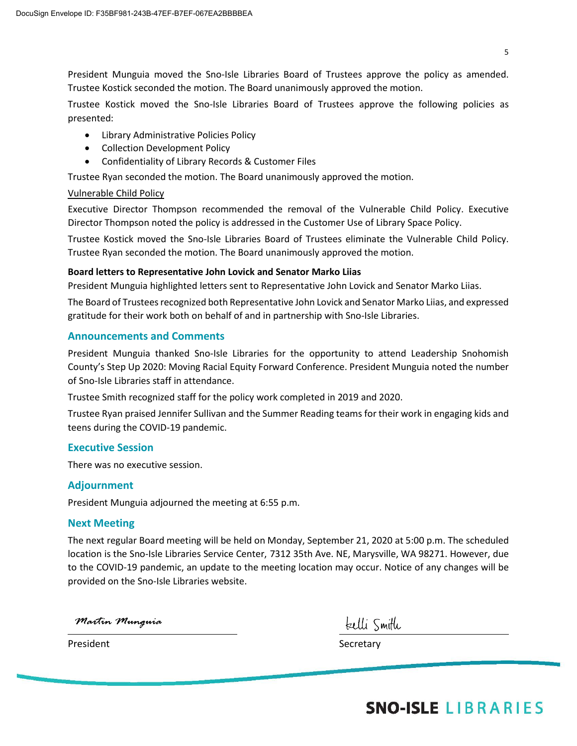President Munguia moved the Sno-Isle Libraries Board of Trustees approve the policy as amended. Trustee Kostick seconded the motion. The Board unanimously approved the motion.

Trustee Kostick moved the Sno-Isle Libraries Board of Trustees approve the following policies as presented:

- Library Administrative Policies Policy
- Collection Development Policy
- Confidentiality of Library Records & Customer Files

Trustee Ryan seconded the motion. The Board unanimously approved the motion.

Vulnerable Child Policy

Executive Director Thompson recommended the removal of the Vulnerable Child Policy. Executive Director Thompson noted the policy is addressed in the Customer Use of Library Space Policy.

Trustee Kostick moved the Sno-Isle Libraries Board of Trustees eliminate the Vulnerable Child Policy. Trustee Ryan seconded the motion. The Board unanimously approved the motion.

**Board letters to Representative John Lovick and Senator Marko Liias**

President Munguia highlighted letters sent to Representative John Lovick and Senator Marko Liias.

The Board of Trustees recognized both Representative John Lovick and Senator Marko Liias, and expressed gratitude for their work both on behalf of and in partnership with Sno-Isle Libraries.

## Announcements and Comments

President Munguia thanked Sno-Isle Libraries for the opportunity to attend Leadership Snohomish County's Step Up 2020: Moving Racial Equity Forward Conference. President Munguia noted the number of Sno-Isle Libraries staff in attendance.

Trustee Smith recognized staff for the policy work completed in 2019 and 2020.

Trustee Ryan praised Jennifer Sullivan and the Summer Reading teams for their work in engaging kids and teens during the COVID-19 pandemic.

## Executive Session

There was no executive session.

## Adjournment

President Munguia adjourned the meeting at 6:55 p.m.

## Next Meeting

The next regular Board meeting will be held on Monday, September 21, 2020 at 5:00 p.m. The scheduled location is the Sno-Isle Libraries Service Center, 7312 35th Ave. NE, Marysville, WA 98271. However, due to the COVID-19 pandemic, an update to the meeting location may occur. Notice of any changes will be provided on the Sno-Isle Libraries website.

Martin Munguia
President

Kelli Smith
Secretary